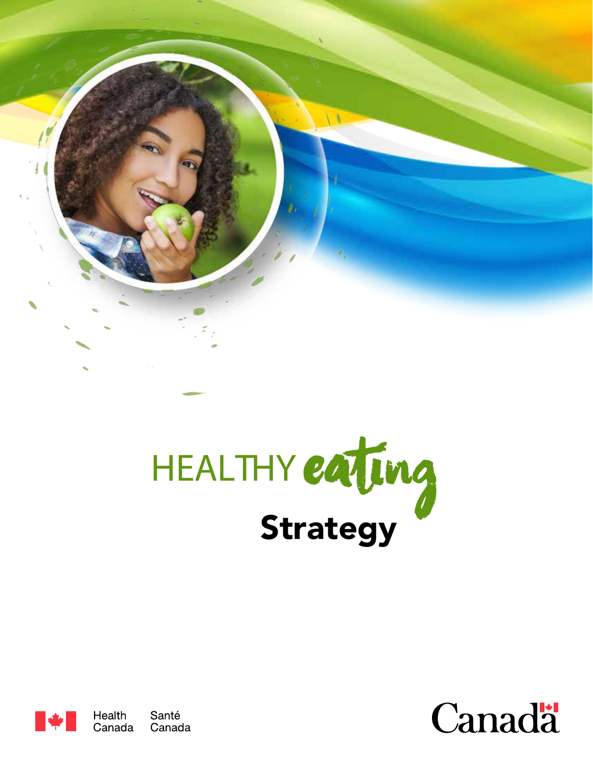# HEALTHY *eating* Strategy

Health Canada Santé Canada

Canada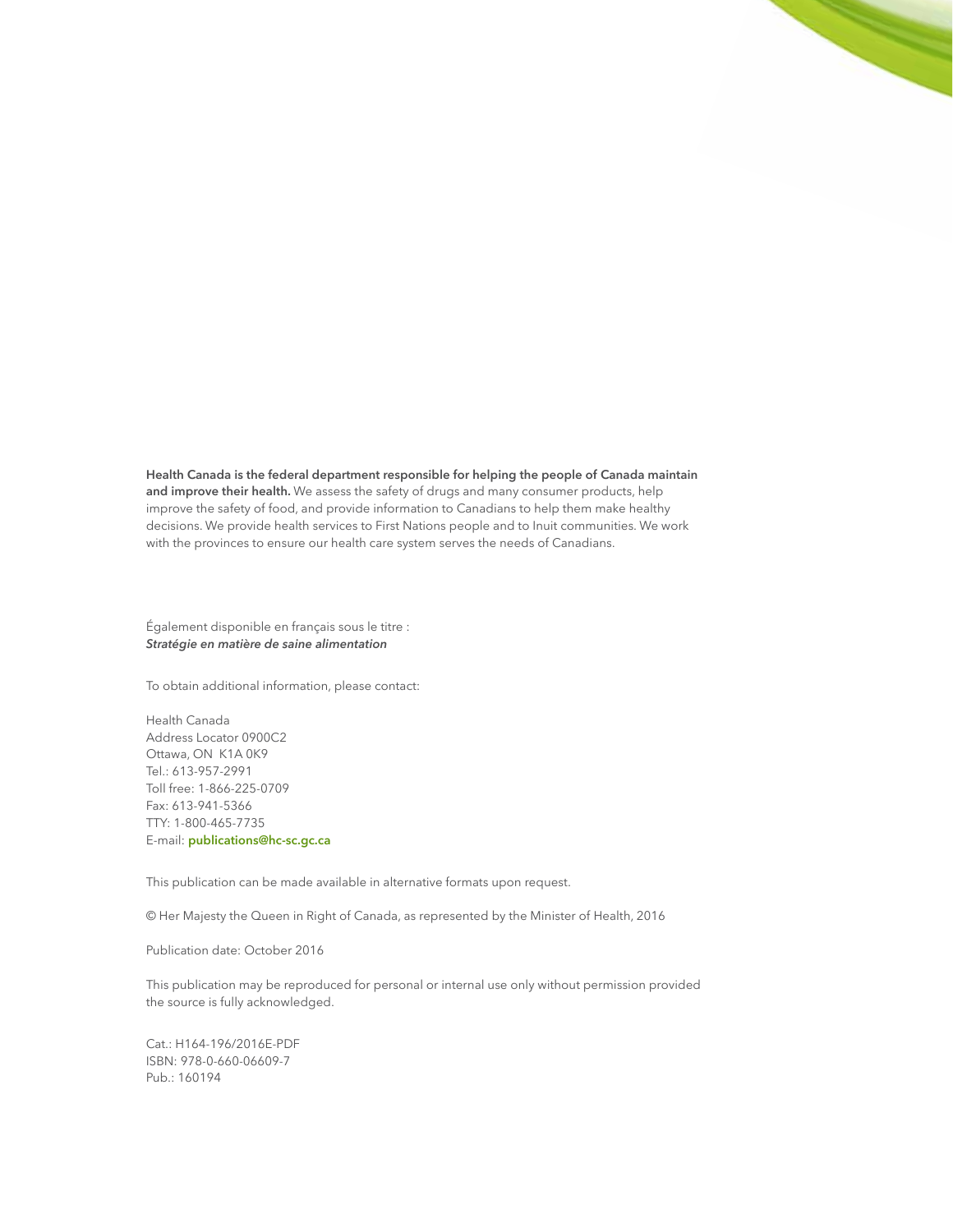**Health Canada is the federal department responsible for helping the people of Canada maintain and improve their health.** We assess the safety of drugs and many consumer products, help improve the safety of food, and provide information to Canadians to help them make healthy decisions. We provide health services to First Nations people and to Inuit communities. We work with the provinces to ensure our health care system serves the needs of Canadians.

Également disponible en français sous le titre :
***Stratégie en matière de saine alimentation***

To obtain additional information, please contact:

Health Canada
Address Locator 0900C2
Ottawa, ON K1A 0K9
Tel.: 613-957-2991
Toll free: 1-866-225-0709
Fax: 613-941-5366
TTY: 1-800-465-7735
E-mail: **publications@hc-sc.gc.ca**

This publication can be made available in alternative formats upon request.

© Her Majesty the Queen in Right of Canada, as represented by the Minister of Health, 2016

Publication date: October 2016

This publication may be reproduced for personal or internal use only without permission provided the source is fully acknowledged.

Cat.: H164-196/2016E-PDF
ISBN: 978-0-660-06609-7
Pub.: 160194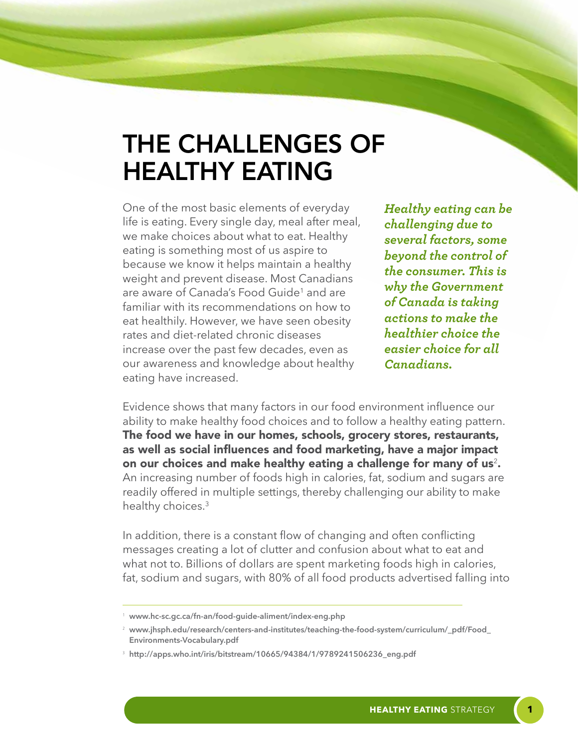# THE CHALLENGES OF HEALTHY EATING

One of the most basic elements of everyday life is eating. Every single day, meal after meal, we make choices about what to eat. Healthy eating is something most of us aspire to because we know it helps maintain a healthy weight and prevent disease. Most Canadians are aware of Canada's Food Guide[1] and are familiar with its recommendations on how to eat healthily. However, we have seen obesity rates and diet-related chronic diseases increase over the past few decades, even as our awareness and knowledge about healthy eating have increased.

***Healthy eating can be challenging due to several factors, some beyond the control of the consumer. This is why the Government of Canada is taking actions to make the healthier choice the easier choice for all Canadians.***

Evidence shows that many factors in our food environment influence our ability to make healthy food choices and to follow a healthy eating pattern. **The food we have in our homes, schools, grocery stores, restaurants, as well as social influences and food marketing, have a major impact on our choices and make healthy eating a challenge for many of us[2].** An increasing number of foods high in calories, fat, sodium and sugars are readily offered in multiple settings, thereby challenging our ability to make healthy choices.[3]

In addition, there is a constant flow of changing and often conflicting messages creating a lot of clutter and confusion about what to eat and what not to. Billions of dollars are spent marketing foods high in calories, fat, sodium and sugars, with 80% of all food products advertised falling into

---

[1] www.hc-sc.gc.ca/fn-an/food-guide-aliment/index-eng.php

[2] www.jhsph.edu/research/centers-and-institutes/teaching-the-food-system/curriculum/_pdf/Food_Environments-Vocabulary.pdf

[3] http://apps.who.int/iris/bitstream/10665/94384/1/9789241506236_eng.pdf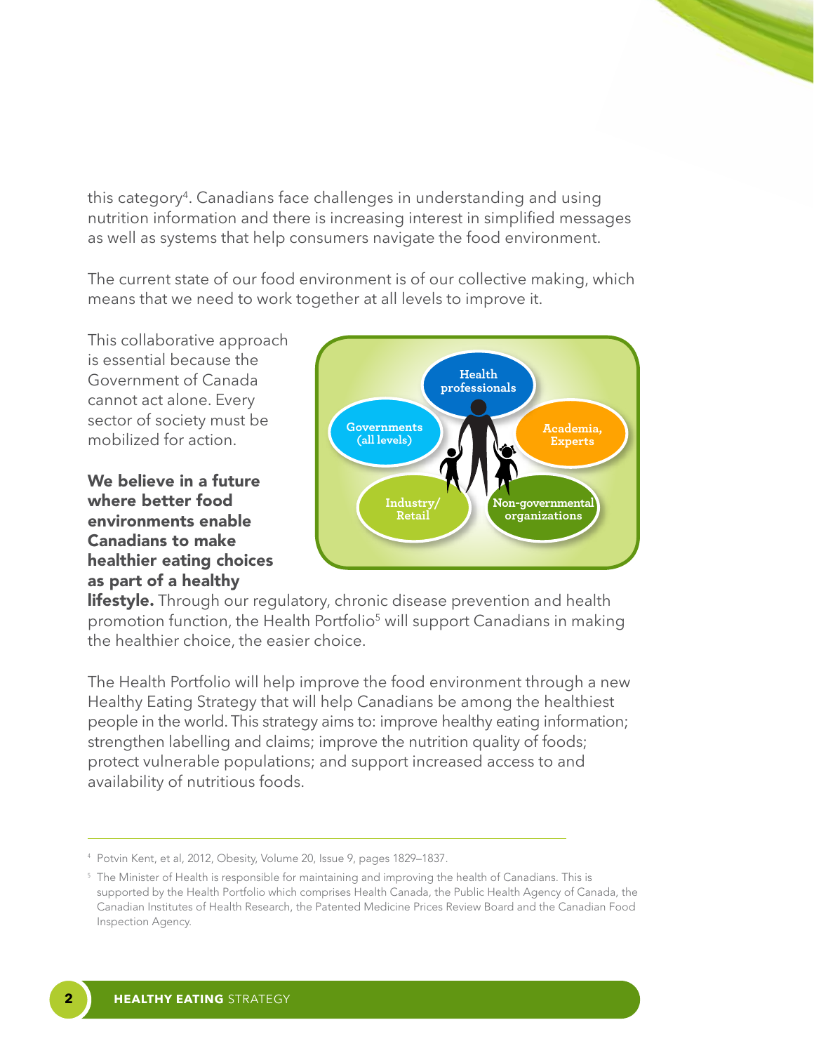this category[4]. Canadians face challenges in understanding and using nutrition information and there is increasing interest in simplified messages as well as systems that help consumers navigate the food environment.

The current state of our food environment is of our collective making, which means that we need to work together at all levels to improve it.

This collaborative approach is essential because the Government of Canada cannot act alone. Every sector of society must be mobilized for action.

Health professionals

Governments (all levels)

Academia, Experts

Industry/ Retail

Non-governmental organizations

**We believe in a future where better food environments enable Canadians to make healthier eating choices as part of a healthy lifestyle.** Through our regulatory, chronic disease prevention and health promotion function, the Health Portfolio[5] will support Canadians in making the healthier choice, the easier choice.

The Health Portfolio will help improve the food environment through a new Healthy Eating Strategy that will help Canadians be among the healthiest people in the world. This strategy aims to: improve healthy eating information; strengthen labelling and claims; improve the nutrition quality of foods; protect vulnerable populations; and support increased access to and availability of nutritious foods.

---

[4] Potvin Kent, et al, 2012, Obesity, Volume 20, Issue 9, pages 1829–1837.

[5] The Minister of Health is responsible for maintaining and improving the health of Canadians. This is supported by the Health Portfolio which comprises Health Canada, the Public Health Agency of Canada, the Canadian Institutes of Health Research, the Patented Medicine Prices Review Board and the Canadian Food Inspection Agency.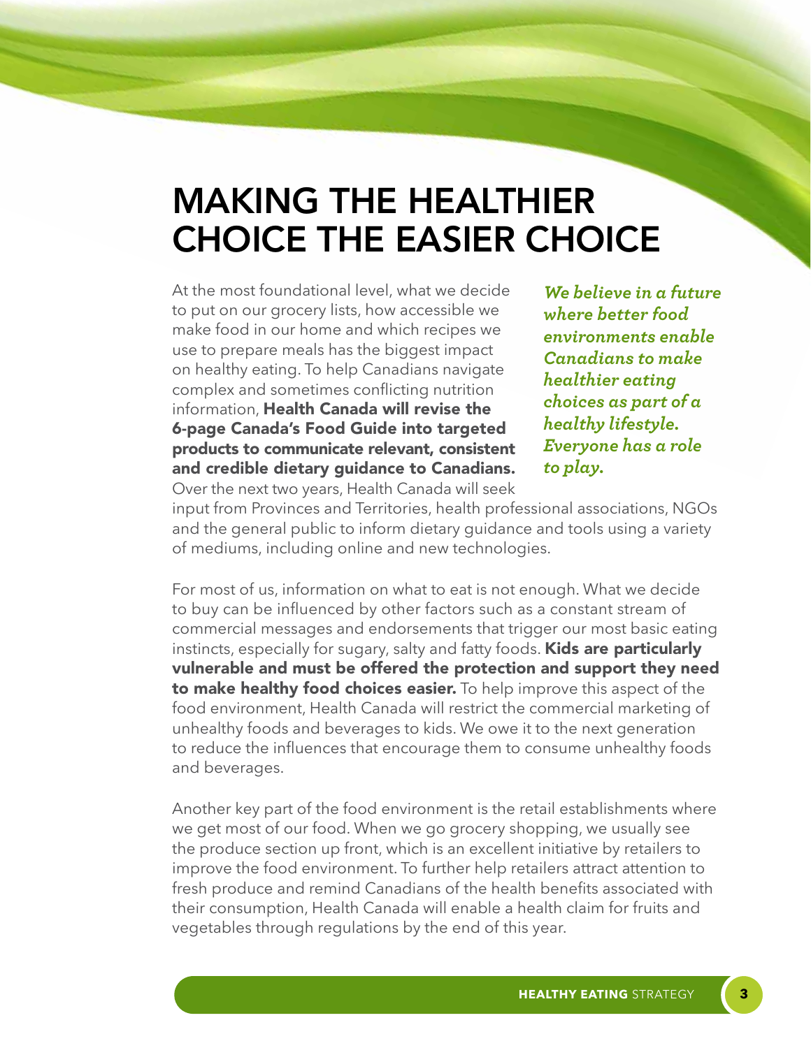# MAKING THE HEALTHIER CHOICE THE EASIER CHOICE

At the most foundational level, what we decide to put on our grocery lists, how accessible we make food in our home and which recipes we use to prepare meals has the biggest impact on healthy eating. To help Canadians navigate complex and sometimes conflicting nutrition information, **Health Canada will revise the 6-page Canada's Food Guide into targeted products to communicate relevant, consistent and credible dietary guidance to Canadians.** Over the next two years, Health Canada will seek input from Provinces and Territories, health professional associations, NGOs and the general public to inform dietary guidance and tools using a variety of mediums, including online and new technologies.

***We believe in a future where better food environments enable Canadians to make healthier eating choices as part of a healthy lifestyle. Everyone has a role to play.***

For most of us, information on what to eat is not enough. What we decide to buy can be influenced by other factors such as a constant stream of commercial messages and endorsements that trigger our most basic eating instincts, especially for sugary, salty and fatty foods. **Kids are particularly vulnerable and must be offered the protection and support they need to make healthy food choices easier.** To help improve this aspect of the food environment, Health Canada will restrict the commercial marketing of unhealthy foods and beverages to kids. We owe it to the next generation to reduce the influences that encourage them to consume unhealthy foods and beverages.

Another key part of the food environment is the retail establishments where we get most of our food. When we go grocery shopping, we usually see the produce section up front, which is an excellent initiative by retailers to improve the food environment. To further help retailers attract attention to fresh produce and remind Canadians of the health benefits associated with their consumption, Health Canada will enable a health claim for fruits and vegetables through regulations by the end of this year.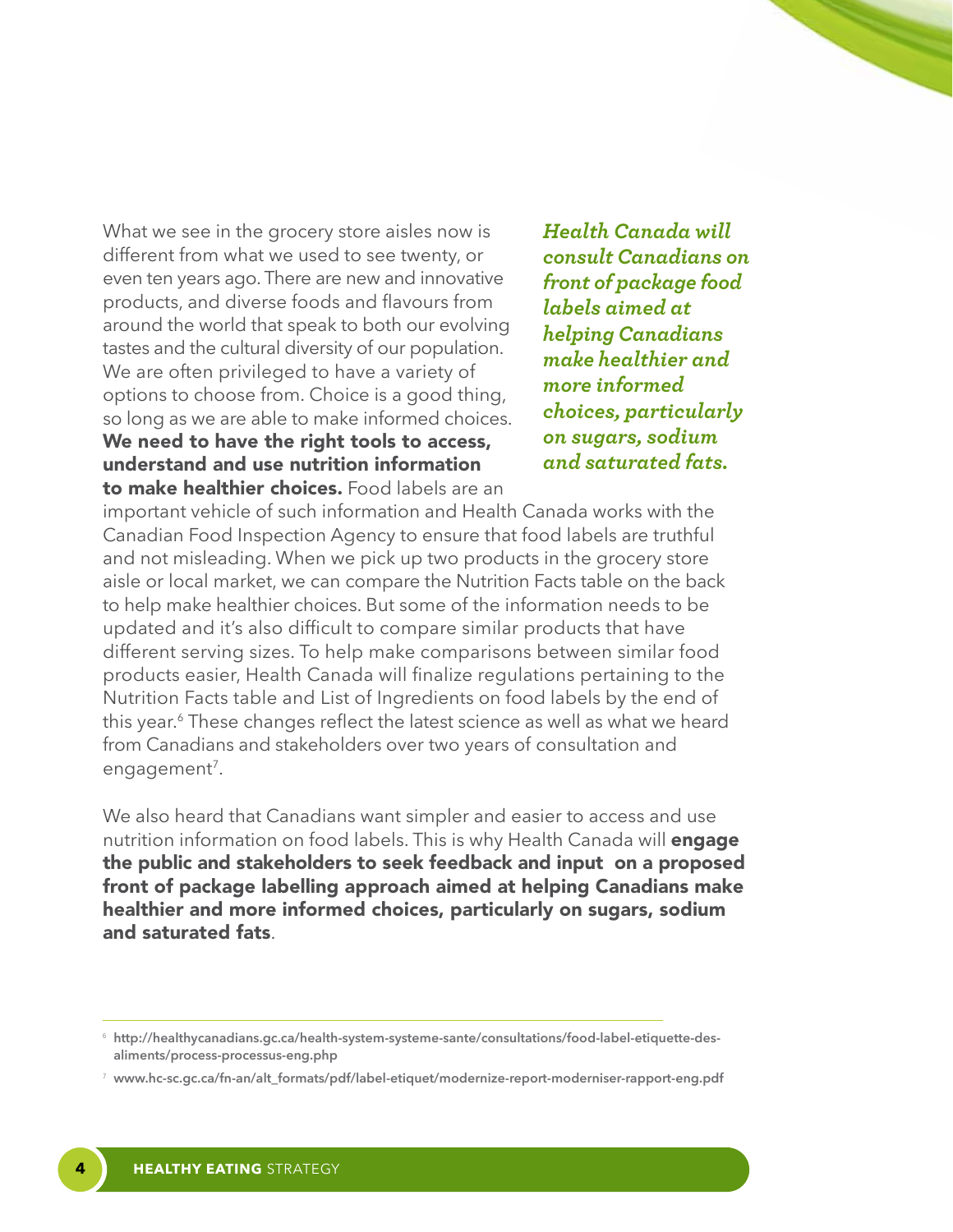What we see in the grocery store aisles now is different from what we used to see twenty, or even ten years ago. There are new and innovative products, and diverse foods and flavours from around the world that speak to both our evolving tastes and the cultural diversity of our population. We are often privileged to have a variety of options to choose from. Choice is a good thing, so long as we are able to make informed choices. **We need to have the right tools to access, understand and use nutrition information to make healthier choices.** Food labels are an important vehicle of such information and Health Canada works with the Canadian Food Inspection Agency to ensure that food labels are truthful and not misleading. When we pick up two products in the grocery store aisle or local market, we can compare the Nutrition Facts table on the back to help make healthier choices. But some of the information needs to be updated and it's also difficult to compare similar products that have different serving sizes. To help make comparisons between similar food products easier, Health Canada will finalize regulations pertaining to the Nutrition Facts table and List of Ingredients on food labels by the end of this year.[6] These changes reflect the latest science as well as what we heard from Canadians and stakeholders over two years of consultation and engagement[7].

***Health Canada will consult Canadians on front of package food labels aimed at helping Canadians make healthier and more informed choices, particularly on sugars, sodium and saturated fats.***

We also heard that Canadians want simpler and easier to access and use nutrition information on food labels. This is why Health Canada will **engage the public and stakeholders to seek feedback and input on a proposed front of package labelling approach aimed at helping Canadians make healthier and more informed choices, particularly on sugars, sodium and saturated fats**.

---

[6] http://healthycanadians.gc.ca/health-system-systeme-sante/consultations/food-label-etiquette-des-aliments/process-processus-eng.php

[7] www.hc-sc.gc.ca/fn-an/alt_formats/pdf/label-etiquet/modernize-report-moderniser-rapport-eng.pdf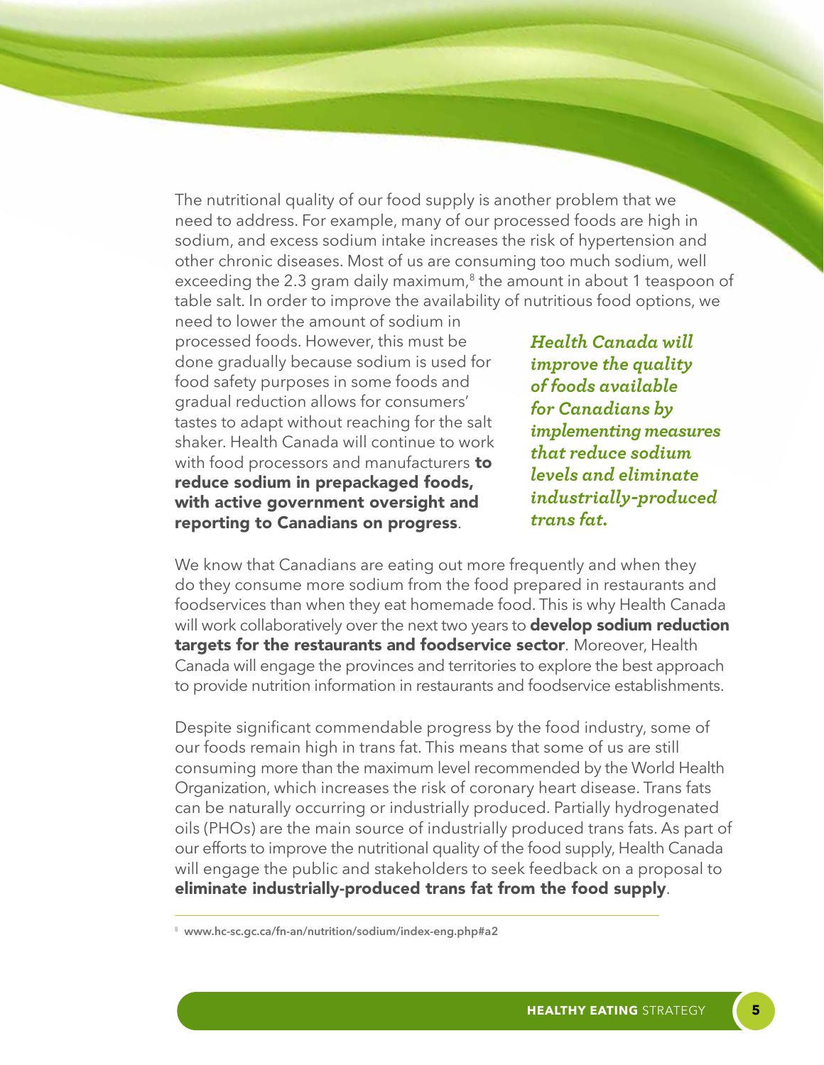The nutritional quality of our food supply is another problem that we need to address. For example, many of our processed foods are high in sodium, and excess sodium intake increases the risk of hypertension and other chronic diseases. Most of us are consuming too much sodium, well exceeding the 2.3 gram daily maximum,[8] the amount in about 1 teaspoon of table salt. In order to improve the availability of nutritious food options, we need to lower the amount of sodium in processed foods. However, this must be done gradually because sodium is used for food safety purposes in some foods and gradual reduction allows for consumers' tastes to adapt without reaching for the salt shaker. Health Canada will continue to work with food processors and manufacturers **to reduce sodium in prepackaged foods, with active government oversight and reporting to Canadians on progress**.

***Health Canada will improve the quality of foods available for Canadians by implementing measures that reduce sodium levels and eliminate industrially-produced trans fat.***

We know that Canadians are eating out more frequently and when they do they consume more sodium from the food prepared in restaurants and foodservices than when they eat homemade food. This is why Health Canada will work collaboratively over the next two years to **develop sodium reduction targets for the restaurants and foodservice sector**. Moreover, Health Canada will engage the provinces and territories to explore the best approach to provide nutrition information in restaurants and foodservice establishments.

Despite significant commendable progress by the food industry, some of our foods remain high in trans fat. This means that some of us are still consuming more than the maximum level recommended by the World Health Organization, which increases the risk of coronary heart disease. Trans fats can be naturally occurring or industrially produced. Partially hydrogenated oils (PHOs) are the main source of industrially produced trans fats. As part of our efforts to improve the nutritional quality of the food supply, Health Canada will engage the public and stakeholders to seek feedback on a proposal to **eliminate industrially-produced trans fat from the food supply**.

---

[8] www.hc-sc.gc.ca/fn-an/nutrition/sodium/index-eng.php#a2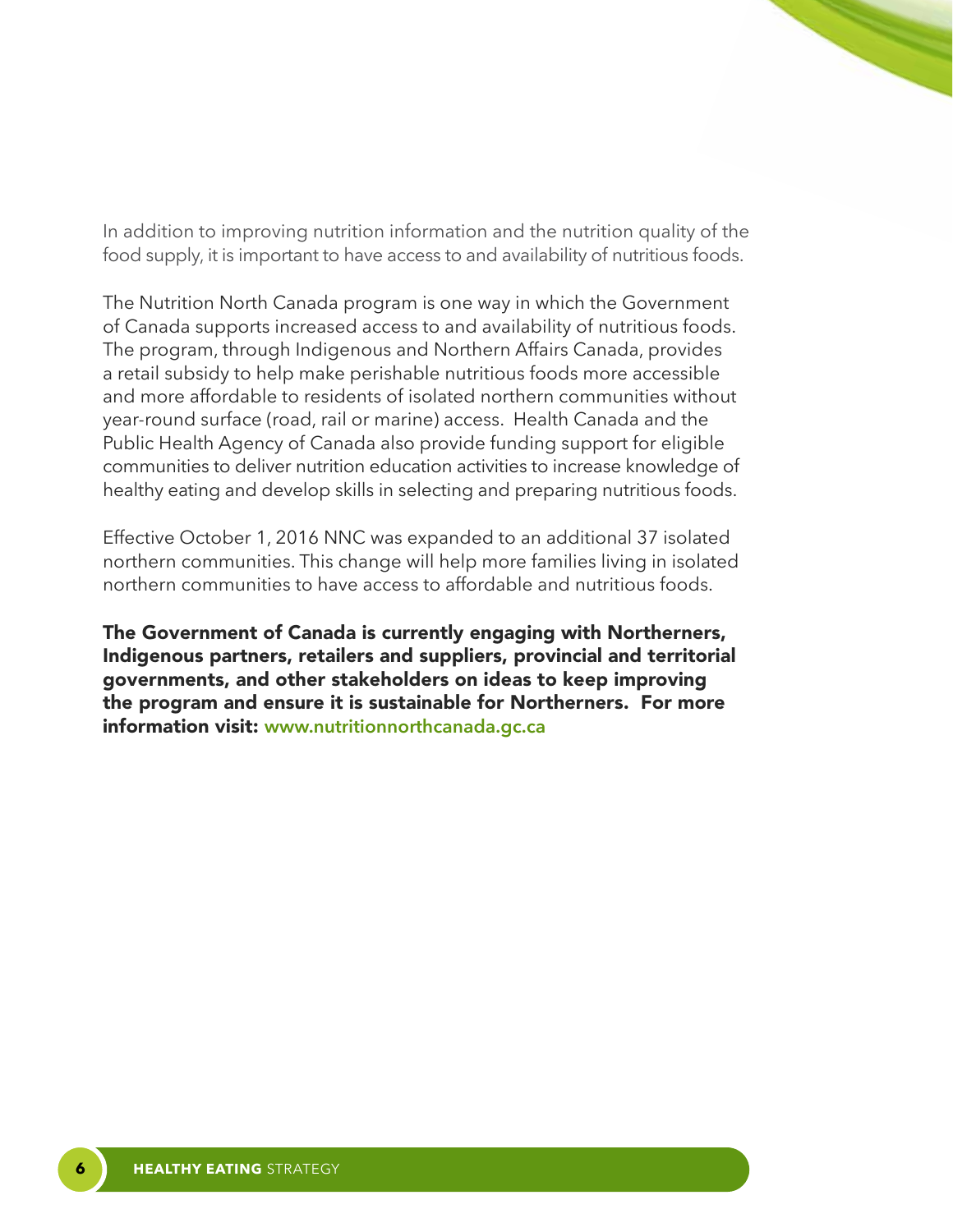In addition to improving nutrition information and the nutrition quality of the food supply, it is important to have access to and availability of nutritious foods.

The Nutrition North Canada program is one way in which the Government of Canada supports increased access to and availability of nutritious foods. The program, through Indigenous and Northern Affairs Canada, provides a retail subsidy to help make perishable nutritious foods more accessible and more affordable to residents of isolated northern communities without year-round surface (road, rail or marine) access. Health Canada and the Public Health Agency of Canada also provide funding support for eligible communities to deliver nutrition education activities to increase knowledge of healthy eating and develop skills in selecting and preparing nutritious foods.

Effective October 1, 2016 NNC was expanded to an additional 37 isolated northern communities. This change will help more families living in isolated northern communities to have access to affordable and nutritious foods.

**The Government of Canada is currently engaging with Northerners, Indigenous partners, retailers and suppliers, provincial and territorial governments, and other stakeholders on ideas to keep improving the program and ensure it is sustainable for Northerners. For more information visit:** www.nutritionnorthcanada.gc.ca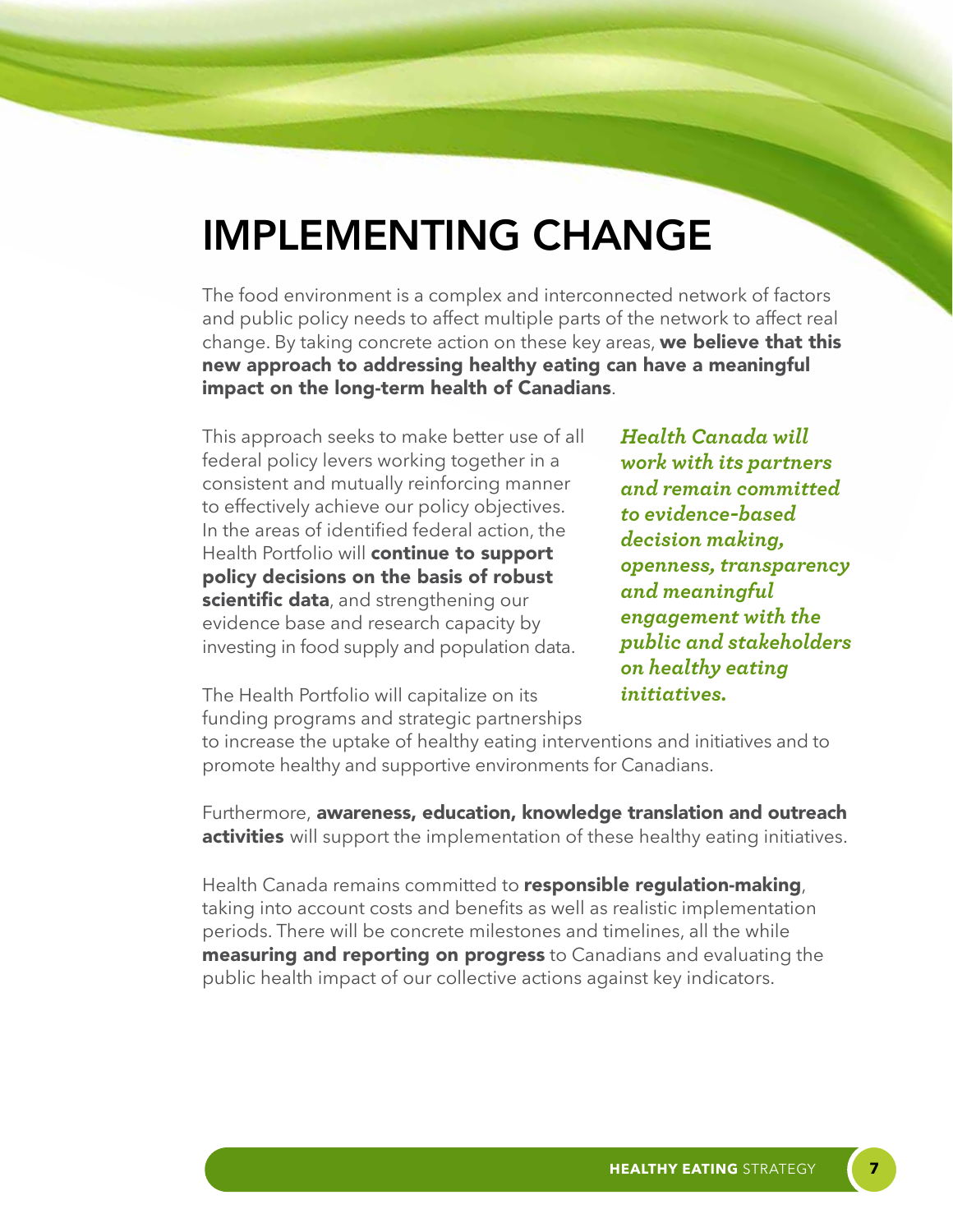# IMPLEMENTING CHANGE

The food environment is a complex and interconnected network of factors and public policy needs to affect multiple parts of the network to affect real change. By taking concrete action on these key areas, **we believe that this new approach to addressing healthy eating can have a meaningful impact on the long-term health of Canadians**.

This approach seeks to make better use of all federal policy levers working together in a consistent and mutually reinforcing manner to effectively achieve our policy objectives. In the areas of identified federal action, the Health Portfolio will **continue to support policy decisions on the basis of robust scientific data**, and strengthening our evidence base and research capacity by investing in food supply and population data.

***Health Canada will work with its partners and remain committed to evidence-based decision making, openness, transparency and meaningful engagement with the public and stakeholders on healthy eating initiatives.***

The Health Portfolio will capitalize on its funding programs and strategic partnerships to increase the uptake of healthy eating interventions and initiatives and to promote healthy and supportive environments for Canadians.

Furthermore, **awareness, education, knowledge translation and outreach activities** will support the implementation of these healthy eating initiatives.

Health Canada remains committed to **responsible regulation-making**, taking into account costs and benefits as well as realistic implementation periods. There will be concrete milestones and timelines, all the while **measuring and reporting on progress** to Canadians and evaluating the public health impact of our collective actions against key indicators.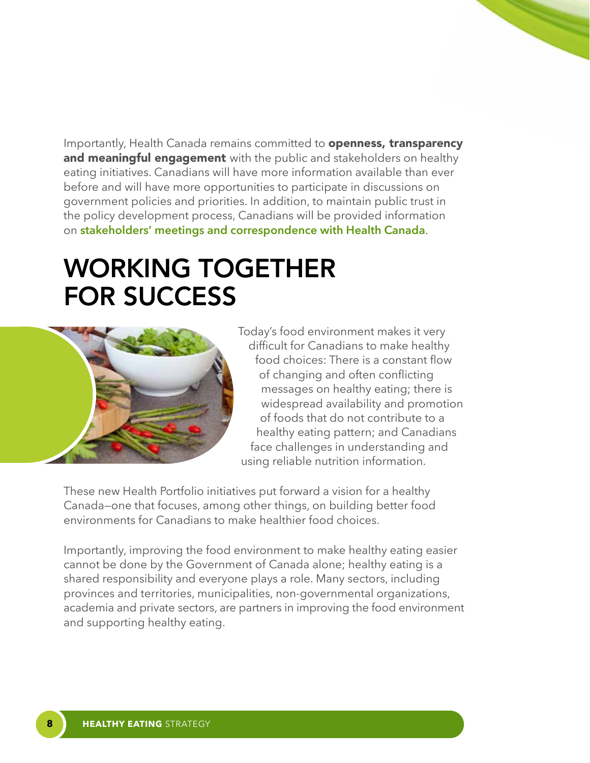Importantly, Health Canada remains committed to **openness, transparency and meaningful engagement** with the public and stakeholders on healthy eating initiatives. Canadians will have more information available than ever before and will have more opportunities to participate in discussions on government policies and priorities. In addition, to maintain public trust in the policy development process, Canadians will be provided information on **stakeholders' meetings and correspondence with Health Canada**.

# WORKING TOGETHER FOR SUCCESS

Today's food environment makes it very difficult for Canadians to make healthy food choices: There is a constant flow of changing and often conflicting messages on healthy eating; there is widespread availability and promotion of foods that do not contribute to a healthy eating pattern; and Canadians face challenges in understanding and using reliable nutrition information.

These new Health Portfolio initiatives put forward a vision for a healthy Canada—one that focuses, among other things, on building better food environments for Canadians to make healthier food choices.

Importantly, improving the food environment to make healthy eating easier cannot be done by the Government of Canada alone; healthy eating is a shared responsibility and everyone plays a role. Many sectors, including provinces and territories, municipalities, non-governmental organizations, academia and private sectors, are partners in improving the food environment and supporting healthy eating.